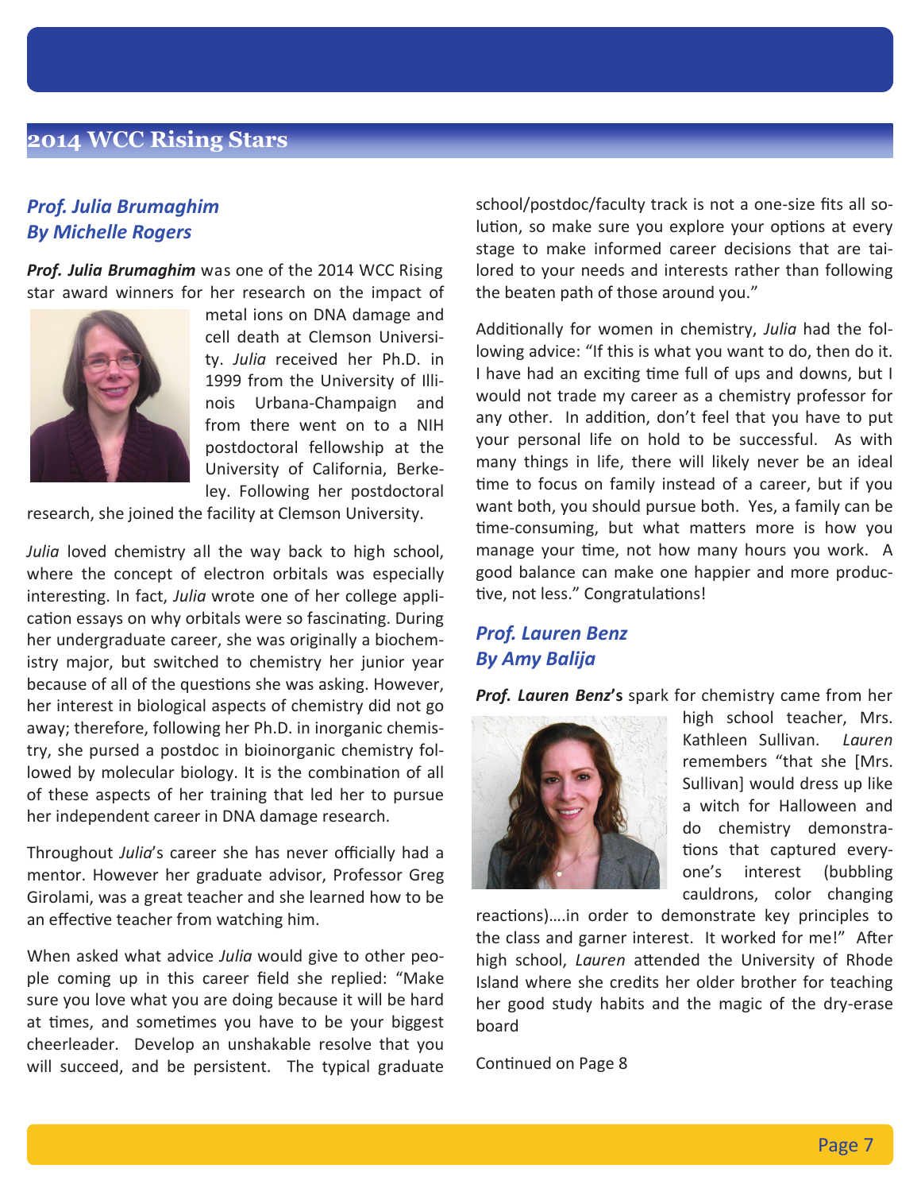## 2014 WCC Rising Stars

### *Prof. Julia Brumaghim*
### *By Michelle Rogers*

***Prof. Julia Brumaghim*** was one of the 2014 WCC Rising star award winners for her research on the impact of metal ions on DNA damage and cell death at Clemson University. *Julia* received her Ph.D. in 1999 from the University of Illinois Urbana-Champaign and from there went on to a NIH postdoctoral fellowship at the University of California, Berkeley. Following her postdoctoral research, she joined the facility at Clemson University.

*Julia* loved chemistry all the way back to high school, where the concept of electron orbitals was especially interesting. In fact, *Julia* wrote one of her college application essays on why orbitals were so fascinating. During her undergraduate career, she was originally a biochemistry major, but switched to chemistry her junior year because of all of the questions she was asking. However, her interest in biological aspects of chemistry did not go away; therefore, following her Ph.D. in inorganic chemistry, she pursed a postdoc in bioinorganic chemistry followed by molecular biology. It is the combination of all of these aspects of her training that led her to pursue her independent career in DNA damage research.

Throughout *Julia*'s career she has never officially had a mentor. However her graduate advisor, Professor Greg Girolami, was a great teacher and she learned how to be an effective teacher from watching him.

When asked what advice *Julia* would give to other people coming up in this career field she replied: "Make sure you love what you are doing because it will be hard at times, and sometimes you have to be your biggest cheerleader. Develop an unshakable resolve that you will succeed, and be persistent. The typical graduate school/postdoc/faculty track is not a one-size fits all solution, so make sure you explore your options at every stage to make informed career decisions that are tailored to your needs and interests rather than following the beaten path of those around you."

Additionally for women in chemistry, *Julia* had the following advice: "If this is what you want to do, then do it. I have had an exciting time full of ups and downs, but I would not trade my career as a chemistry professor for any other. In addition, don't feel that you have to put your personal life on hold to be successful. As with many things in life, there will likely never be an ideal time to focus on family instead of a career, but if you want both, you should pursue both. Yes, a family can be time-consuming, but what matters more is how you manage your time, not how many hours you work. A good balance can make one happier and more productive, not less." Congratulations!

### *Prof. Lauren Benz*
### *By Amy Balija*

***Prof. Lauren Benz*'s** spark for chemistry came from her high school teacher, Mrs. Kathleen Sullivan. *Lauren* remembers "that she [Mrs. Sullivan] would dress up like a witch for Halloween and do chemistry demonstrations that captured everyone's interest (bubbling cauldrons, color changing reactions)….in order to demonstrate key principles to the class and garner interest. It worked for me!" After high school, *Lauren* attended the University of Rhode Island where she credits her older brother for teaching her good study habits and the magic of the dry-erase board

Continued on Page 8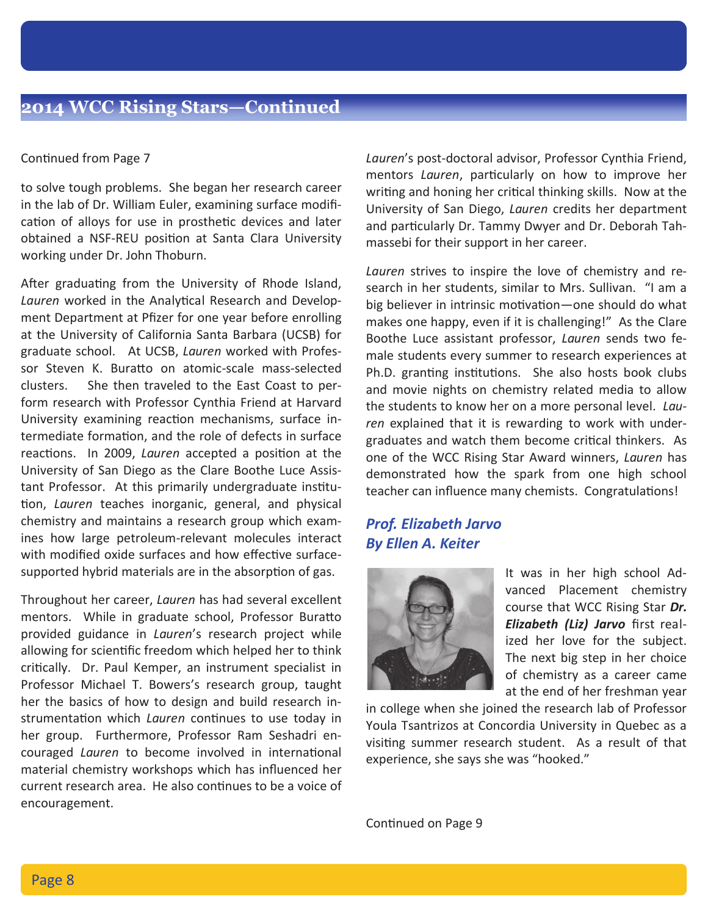## 2014 WCC Rising Stars—Continued

Continued from Page 7

to solve tough problems. She began her research career in the lab of Dr. William Euler, examining surface modification of alloys for use in prosthetic devices and later obtained a NSF-REU position at Santa Clara University working under Dr. John Thoburn.

After graduating from the University of Rhode Island, *Lauren* worked in the Analytical Research and Development Department at Pfizer for one year before enrolling at the University of California Santa Barbara (UCSB) for graduate school. At UCSB, *Lauren* worked with Professor Steven K. Buratto on atomic-scale mass-selected clusters. She then traveled to the East Coast to perform research with Professor Cynthia Friend at Harvard University examining reaction mechanisms, surface intermediate formation, and the role of defects in surface reactions. In 2009, *Lauren* accepted a position at the University of San Diego as the Clare Boothe Luce Assistant Professor. At this primarily undergraduate institution, *Lauren* teaches inorganic, general, and physical chemistry and maintains a research group which examines how large petroleum-relevant molecules interact with modified oxide surfaces and how effective surface-supported hybrid materials are in the absorption of gas.

Throughout her career, *Lauren* has had several excellent mentors. While in graduate school, Professor Buratto provided guidance in *Lauren*'s research project while allowing for scientific freedom which helped her to think critically. Dr. Paul Kemper, an instrument specialist in Professor Michael T. Bowers's research group, taught her the basics of how to design and build research instrumentation which *Lauren* continues to use today in her group. Furthermore, Professor Ram Seshadri encouraged *Lauren* to become involved in international material chemistry workshops which has influenced her current research area. He also continues to be a voice of encouragement.

*Lauren*'s post-doctoral advisor, Professor Cynthia Friend, mentors *Lauren*, particularly on how to improve her writing and honing her critical thinking skills. Now at the University of San Diego, *Lauren* credits her department and particularly Dr. Tammy Dwyer and Dr. Deborah Tahmassebi for their support in her career.

*Lauren* strives to inspire the love of chemistry and research in her students, similar to Mrs. Sullivan. "I am a big believer in intrinsic motivation—one should do what makes one happy, even if it is challenging!" As the Clare Boothe Luce assistant professor, *Lauren* sends two female students every summer to research experiences at Ph.D. granting institutions. She also hosts book clubs and movie nights on chemistry related media to allow the students to know her on a more personal level. *Lauren* explained that it is rewarding to work with undergraduates and watch them become critical thinkers. As one of the WCC Rising Star Award winners, *Lauren* has demonstrated how the spark from one high school teacher can influence many chemists. Congratulations!

### *Prof. Elizabeth Jarvo*
### *By Ellen A. Keiter*

It was in her high school Advanced Placement chemistry course that WCC Rising Star ***Dr. Elizabeth (Liz) Jarvo*** first realized her love for the subject. The next big step in her choice of chemistry as a career came at the end of her freshman year in college when she joined the research lab of Professor Youla Tsantrizos at Concordia University in Quebec as a visiting summer research student. As a result of that experience, she says she was "hooked."

Continued on Page 9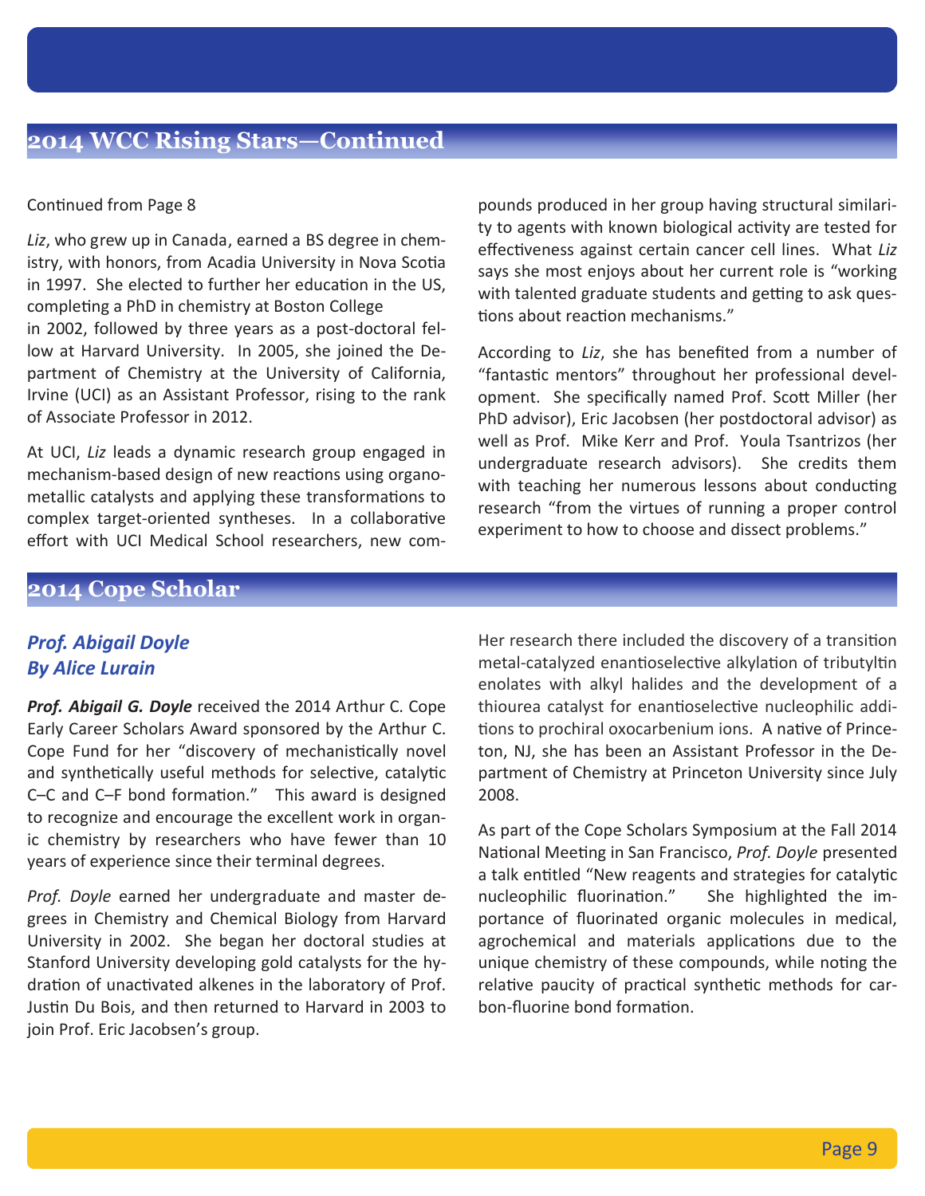## 2014 WCC Rising Stars—Continued

Continued from Page 8

*Liz*, who grew up in Canada, earned a BS degree in chemistry, with honors, from Acadia University in Nova Scotia in 1997. She elected to further her education in the US, completing a PhD in chemistry at Boston College in 2002, followed by three years as a post-doctoral fellow at Harvard University. In 2005, she joined the Department of Chemistry at the University of California, Irvine (UCI) as an Assistant Professor, rising to the rank of Associate Professor in 2012.

At UCI, *Liz* leads a dynamic research group engaged in mechanism-based design of new reactions using organometallic catalysts and applying these transformations to complex target-oriented syntheses. In a collaborative effort with UCI Medical School researchers, new compounds produced in her group having structural similarity to agents with known biological activity are tested for effectiveness against certain cancer cell lines. What *Liz* says she most enjoys about her current role is "working with talented graduate students and getting to ask questions about reaction mechanisms."

According to *Liz*, she has benefited from a number of "fantastic mentors" throughout her professional development. She specifically named Prof. Scott Miller (her PhD advisor), Eric Jacobsen (her postdoctoral advisor) as well as Prof. Mike Kerr and Prof. Youla Tsantrizos (her undergraduate research advisors). She credits them with teaching her numerous lessons about conducting research "from the virtues of running a proper control experiment to how to choose and dissect problems."

## 2014 Cope Scholar

### *Prof. Abigail Doyle*
### *By Alice Lurain*

***Prof. Abigail G. Doyle*** received the 2014 Arthur C. Cope Early Career Scholars Award sponsored by the Arthur C. Cope Fund for her "discovery of mechanistically novel and synthetically useful methods for selective, catalytic C–C and C–F bond formation." This award is designed to recognize and encourage the excellent work in organic chemistry by researchers who have fewer than 10 years of experience since their terminal degrees.

*Prof. Doyle* earned her undergraduate and master degrees in Chemistry and Chemical Biology from Harvard University in 2002. She began her doctoral studies at Stanford University developing gold catalysts for the hydration of unactivated alkenes in the laboratory of Prof. Justin Du Bois, and then returned to Harvard in 2003 to join Prof. Eric Jacobsen's group. Her research there included the discovery of a transition metal-catalyzed enantioselective alkylation of tributyltin enolates with alkyl halides and the development of a thiourea catalyst for enantioselective nucleophilic additions to prochiral oxocarbenium ions. A native of Princeton, NJ, she has been an Assistant Professor in the Department of Chemistry at Princeton University since July 2008.

As part of the Cope Scholars Symposium at the Fall 2014 National Meeting in San Francisco, *Prof. Doyle* presented a talk entitled "New reagents and strategies for catalytic nucleophilic fluorination." She highlighted the importance of fluorinated organic molecules in medical, agrochemical and materials applications due to the unique chemistry of these compounds, while noting the relative paucity of practical synthetic methods for carbon-fluorine bond formation.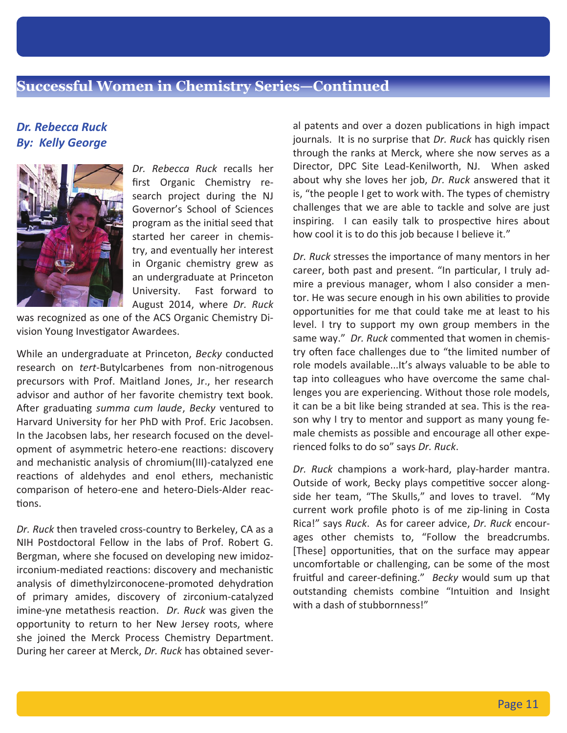## Successful Women in Chemistry Series—Continued

### *Dr. Rebecca Ruck*
### *By: Kelly George*

*Dr. Rebecca Ruck* recalls her first Organic Chemistry research project during the NJ Governor's School of Sciences program as the initial seed that started her career in chemistry, and eventually her interest in Organic chemistry grew as an undergraduate at Princeton University. Fast forward to August 2014, where *Dr. Ruck* was recognized as one of the ACS Organic Chemistry Division Young Investigator Awardees.

While an undergraduate at Princeton, *Becky* conducted research on *tert*-Butylcarbenes from non-nitrogenous precursors with Prof. Maitland Jones, Jr., her research advisor and author of her favorite chemistry text book. After graduating *summa cum laude*, *Becky* ventured to Harvard University for her PhD with Prof. Eric Jacobsen. In the Jacobsen labs, her research focused on the development of asymmetric hetero-ene reactions: discovery and mechanistic analysis of chromium(III)-catalyzed ene reactions of aldehydes and enol ethers, mechanistic comparison of hetero-ene and hetero-Diels-Alder reactions.

*Dr. Ruck* then traveled cross-country to Berkeley, CA as a NIH Postdoctoral Fellow in the labs of Prof. Robert G. Bergman, where she focused on developing new imidozirconium-mediated reactions: discovery and mechanistic analysis of dimethylzirconocene-promoted dehydration of primary amides, discovery of zirconium-catalyzed imine-yne metathesis reaction. *Dr. Ruck* was given the opportunity to return to her New Jersey roots, where she joined the Merck Process Chemistry Department. During her career at Merck, *Dr. Ruck* has obtained several patents and over a dozen publications in high impact journals. It is no surprise that *Dr. Ruck* has quickly risen through the ranks at Merck, where she now serves as a Director, DPC Site Lead-Kenilworth, NJ. When asked about why she loves her job, *Dr. Ruck* answered that it is, "the people I get to work with. The types of chemistry challenges that we are able to tackle and solve are just inspiring. I can easily talk to prospective hires about how cool it is to do this job because I believe it."

*Dr. Ruck* stresses the importance of many mentors in her career, both past and present. "In particular, I truly admire a previous manager, whom I also consider a mentor. He was secure enough in his own abilities to provide opportunities for me that could take me at least to his level. I try to support my own group members in the same way." *Dr. Ruck* commented that women in chemistry often face challenges due to "the limited number of role models available...It's always valuable to be able to tap into colleagues who have overcome the same challenges you are experiencing. Without those role models, it can be a bit like being stranded at sea. This is the reason why I try to mentor and support as many young female chemists as possible and encourage all other experienced folks to do so" says *Dr. Ruck*.

*Dr. Ruck* champions a work-hard, play-harder mantra. Outside of work, Becky plays competitive soccer alongside her team, "The Skulls," and loves to travel. "My current work profile photo is of me zip-lining in Costa Rica!" says *Ruck*. As for career advice, *Dr. Ruck* encourages other chemists to, "Follow the breadcrumbs. [These] opportunities, that on the surface may appear uncomfortable or challenging, can be some of the most fruitful and career-defining." *Becky* would sum up that outstanding chemists combine "Intuition and Insight with a dash of stubbornness!"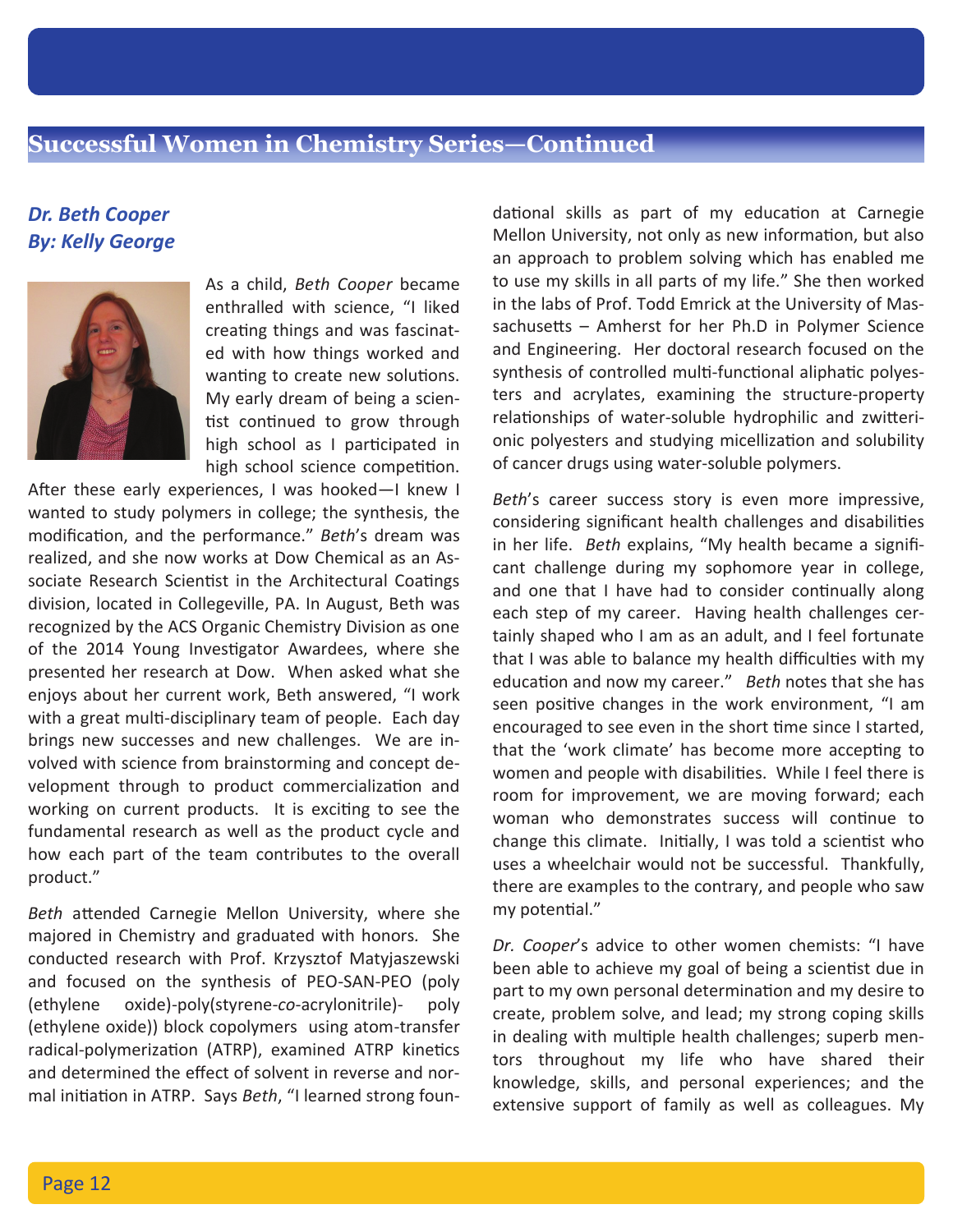## Successful Women in Chemistry Series—Continued

***Dr. Beth Cooper***
***By: Kelly George***

As a child, *Beth Cooper* became enthralled with science, "I liked creating things and was fascinated with how things worked and wanting to create new solutions. My early dream of being a scientist continued to grow through high school as I participated in high school science competition. After these early experiences, I was hooked—I knew I wanted to study polymers in college; the synthesis, the modification, and the performance." *Beth*'s dream was realized, and she now works at Dow Chemical as an Associate Research Scientist in the Architectural Coatings division, located in Collegeville, PA. In August, Beth was recognized by the ACS Organic Chemistry Division as one of the 2014 Young Investigator Awardees, where she presented her research at Dow. When asked what she enjoys about her current work, Beth answered, "I work with a great multi-disciplinary team of people. Each day brings new successes and new challenges. We are involved with science from brainstorming and concept development through to product commercialization and working on current products. It is exciting to see the fundamental research as well as the product cycle and how each part of the team contributes to the overall product."

*Beth* attended Carnegie Mellon University, where she majored in Chemistry and graduated with honors. She conducted research with Prof. Krzysztof Matyjaszewski and focused on the synthesis of PEO-SAN-PEO (poly(ethylene oxide)-poly(styrene-*co*-acrylonitrile)- poly(ethylene oxide)) block copolymers using atom-transfer radical-polymerization (ATRP), examined ATRP kinetics and determined the effect of solvent in reverse and normal initiation in ATRP. Says *Beth*, "I learned strong foundational skills as part of my education at Carnegie Mellon University, not only as new information, but also an approach to problem solving which has enabled me to use my skills in all parts of my life." She then worked in the labs of Prof. Todd Emrick at the University of Massachusetts – Amherst for her Ph.D in Polymer Science and Engineering. Her doctoral research focused on the synthesis of controlled multi-functional aliphatic polyesters and acrylates, examining the structure-property relationships of water-soluble hydrophilic and zwitterionic polyesters and studying micellization and solubility of cancer drugs using water-soluble polymers.

*Beth*'s career success story is even more impressive, considering significant health challenges and disabilities in her life. *Beth* explains, "My health became a significant challenge during my sophomore year in college, and one that I have had to consider continually along each step of my career. Having health challenges certainly shaped who I am as an adult, and I feel fortunate that I was able to balance my health difficulties with my education and now my career." *Beth* notes that she has seen positive changes in the work environment, "I am encouraged to see even in the short time since I started, that the 'work climate' has become more accepting to women and people with disabilities. While I feel there is room for improvement, we are moving forward; each woman who demonstrates success will continue to change this climate. Initially, I was told a scientist who uses a wheelchair would not be successful. Thankfully, there are examples to the contrary, and people who saw my potential."

*Dr. Cooper*'s advice to other women chemists: "I have been able to achieve my goal of being a scientist due in part to my own personal determination and my desire to create, problem solve, and lead; my strong coping skills in dealing with multiple health challenges; superb mentors throughout my life who have shared their knowledge, skills, and personal experiences; and the extensive support of family as well as colleagues. My